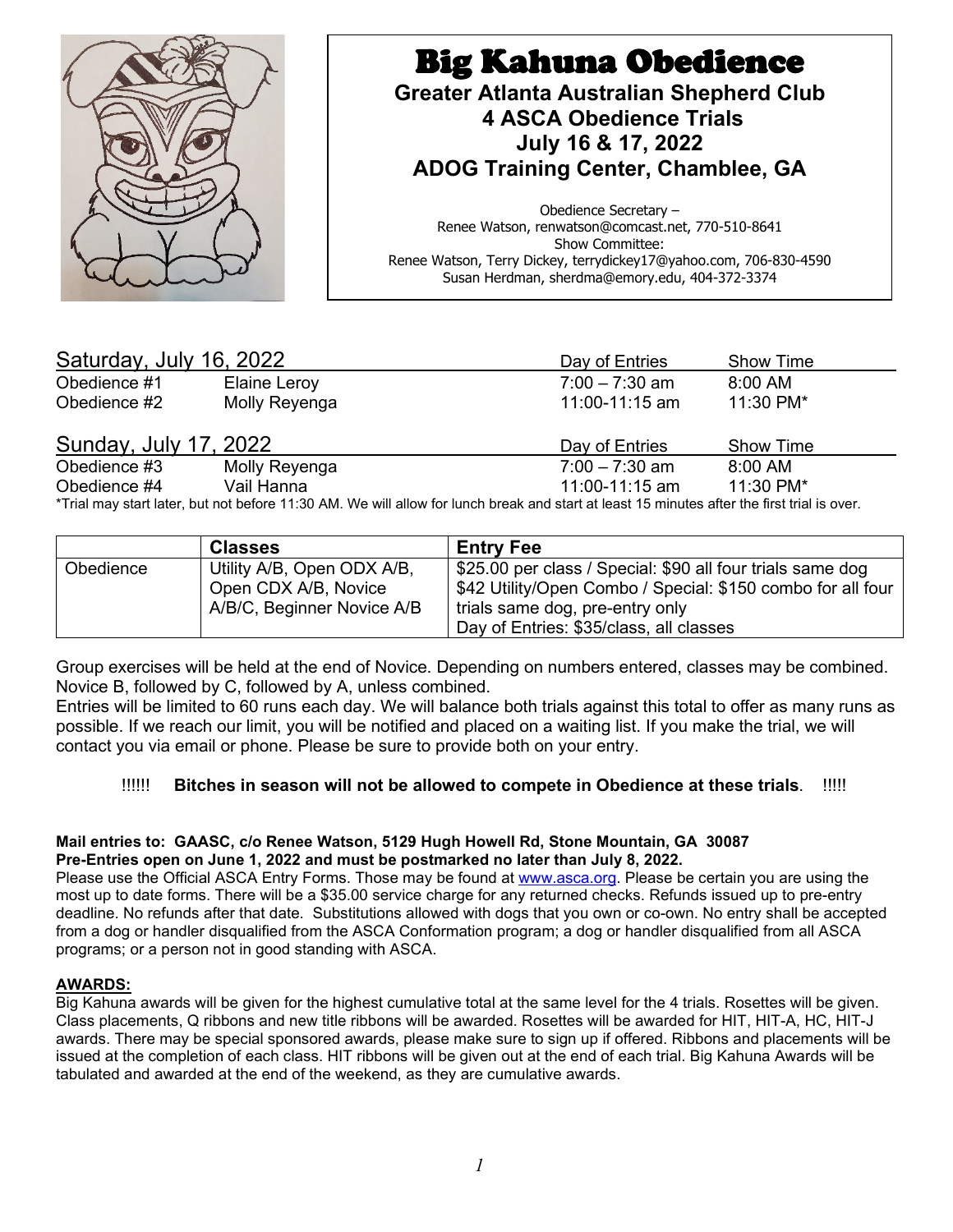# Big Kahuna Obedience

**Greater Atlanta Australian Shepherd Club**
**4 ASCA Obedience Trials**
**July 16 & 17, 2022**
**ADOG Training Center, Chamblee, GA**

Obedience Secretary –
Renee Watson, renwatson@comcast.net, 770-510-8641
Show Committee:
Renee Watson, Terry Dickey, terrydickey17@yahoo.com, 706-830-4590
Susan Herdman, sherdma@emory.edu, 404-372-3374

| Saturday, July 16, 2022 | | Day of Entries | Show Time |
|---|---|---|---|
| Obedience #1 | Elaine Leroy | 7:00 – 7:30 am | 8:00 AM |
| Obedience #2 | Molly Reyenga | 11:00-11:15 am | 11:30 PM* |

| Sunday, July 17, 2022 | | Day of Entries | Show Time |
|---|---|---|---|
| Obedience #3 | Molly Reyenga | 7:00 – 7:30 am | 8:00 AM |
| Obedience #4 | Vail Hanna | 11:00-11:15 am | 11:30 PM* |

*Trial may start later, but not before 11:30 AM. We will allow for lunch break and start at least 15 minutes after the first trial is over.

| | Classes | Entry Fee |
|---|---|---|
| Obedience | Utility A/B, Open ODX A/B, Open CDX A/B, Novice A/B/C, Beginner Novice A/B | $25.00 per class / Special: $90 all four trials same dog<br>$42 Utility/Open Combo / Special: $150 combo for all four trials same dog, pre-entry only<br>Day of Entries: $35/class, all classes |

Group exercises will be held at the end of Novice. Depending on numbers entered, classes may be combined. Novice B, followed by C, followed by A, unless combined.
Entries will be limited to 60 runs each day. We will balance both trials against this total to offer as many runs as possible. If we reach our limit, you will be notified and placed on a waiting list. If you make the trial, we will contact you via email or phone. Please be sure to provide both on your entry.

!!!!!! **Bitches in season will not be allowed to compete in Obedience at these trials**. !!!!!

**Mail entries to: GAASC, c/o Renee Watson, 5129 Hugh Howell Rd, Stone Mountain, GA 30087**
**Pre-Entries open on June 1, 2022 and must be postmarked no later than July 8, 2022.**
Please use the Official ASCA Entry Forms. Those may be found at www.asca.org. Please be certain you are using the most up to date forms. There will be a $35.00 service charge for any returned checks. Refunds issued up to pre-entry deadline. No refunds after that date. Substitutions allowed with dogs that you own or co-own. No entry shall be accepted from a dog or handler disqualified from the ASCA Conformation program; a dog or handler disqualified from all ASCA programs; or a person not in good standing with ASCA.

**AWARDS:**
Big Kahuna awards will be given for the highest cumulative total at the same level for the 4 trials. Rosettes will be given. Class placements, Q ribbons and new title ribbons will be awarded. Rosettes will be awarded for HIT, HIT-A, HC, HIT-J awards. There may be special sponsored awards, please make sure to sign up if offered. Ribbons and placements will be issued at the completion of each class. HIT ribbons will be given out at the end of each trial. Big Kahuna Awards will be tabulated and awarded at the end of the weekend, as they are cumulative awards.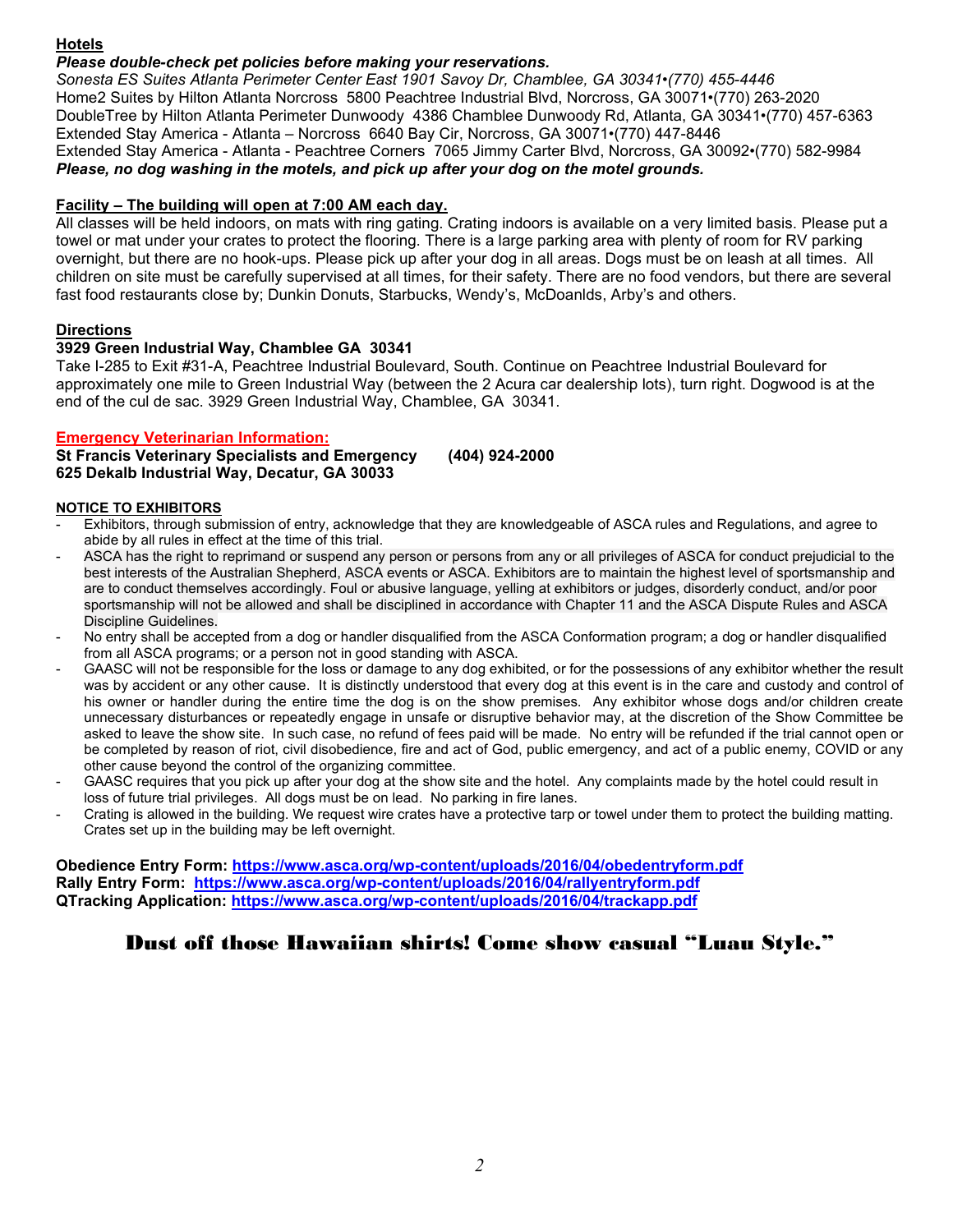**Hotels**

***Please double-check pet policies before making your reservations.***

*Sonesta ES Suites Atlanta Perimeter Center East 1901 Savoy Dr, Chamblee, GA 30341•(770) 455-4446*

Home2 Suites by Hilton Atlanta Norcross 5800 Peachtree Industrial Blvd, Norcross, GA 30071•(770) 263-2020

DoubleTree by Hilton Atlanta Perimeter Dunwoody 4386 Chamblee Dunwoody Rd, Atlanta, GA 30341•(770) 457-6363

Extended Stay America - Atlanta – Norcross 6640 Bay Cir, Norcross, GA 30071•(770) 447-8446

Extended Stay America - Atlanta - Peachtree Corners 7065 Jimmy Carter Blvd, Norcross, GA 30092•(770) 582-9984

***Please, no dog washing in the motels, and pick up after your dog on the motel grounds.***

**Facility – The building will open at 7:00 AM each day.**

All classes will be held indoors, on mats with ring gating. Crating indoors is available on a very limited basis. Please put a towel or mat under your crates to protect the flooring. There is a large parking area with plenty of room for RV parking overnight, but there are no hook-ups. Please pick up after your dog in all areas. Dogs must be on leash at all times. All children on site must be carefully supervised at all times, for their safety. There are no food vendors, but there are several fast food restaurants close by; Dunkin Donuts, Starbucks, Wendy's, McDoanlds, Arby's and others.

**Directions**

**3929 Green Industrial Way, Chamblee GA 30341**

Take I-285 to Exit #31-A, Peachtree Industrial Boulevard, South. Continue on Peachtree Industrial Boulevard for approximately one mile to Green Industrial Way (between the 2 Acura car dealership lots), turn right. Dogwood is at the end of the cul de sac. 3929 Green Industrial Way, Chamblee, GA 30341.

**Emergency Veterinarian Information:**

**St Francis Veterinary Specialists and Emergency (404) 924-2000**
**625 Dekalb Industrial Way, Decatur, GA 30033**

**NOTICE TO EXHIBITORS**

- Exhibitors, through submission of entry, acknowledge that they are knowledgeable of ASCA rules and Regulations, and agree to abide by all rules in effect at the time of this trial.
- ASCA has the right to reprimand or suspend any person or persons from any or all privileges of ASCA for conduct prejudicial to the best interests of the Australian Shepherd, ASCA events or ASCA. Exhibitors are to maintain the highest level of sportsmanship and are to conduct themselves accordingly. Foul or abusive language, yelling at exhibitors or judges, disorderly conduct, and/or poor sportsmanship will not be allowed and shall be disciplined in accordance with Chapter 11 and the ASCA Dispute Rules and ASCA Discipline Guidelines.
- No entry shall be accepted from a dog or handler disqualified from the ASCA Conformation program; a dog or handler disqualified from all ASCA programs; or a person not in good standing with ASCA.
- GAASC will not be responsible for the loss or damage to any dog exhibited, or for the possessions of any exhibitor whether the result was by accident or any other cause. It is distinctly understood that every dog at this event is in the care and custody and control of his owner or handler during the entire time the dog is on the show premises. Any exhibitor whose dogs and/or children create unnecessary disturbances or repeatedly engage in unsafe or disruptive behavior may, at the discretion of the Show Committee be asked to leave the show site. In such case, no refund of fees paid will be made. No entry will be refunded if the trial cannot open or be completed by reason of riot, civil disobedience, fire and act of God, public emergency, and act of a public enemy, COVID or any other cause beyond the control of the organizing committee.
- GAASC requires that you pick up after your dog at the show site and the hotel. Any complaints made by the hotel could result in loss of future trial privileges. All dogs must be on lead. No parking in fire lanes.
- Crating is allowed in the building. We request wire crates have a protective tarp or towel under them to protect the building matting. Crates set up in the building may be left overnight.

**Obedience Entry Form: https://www.asca.org/wp-content/uploads/2016/04/obedentryform.pdf**
**Rally Entry Form: https://www.asca.org/wp-content/uploads/2016/04/rallyentryform.pdf**
**QTracking Application: https://www.asca.org/wp-content/uploads/2016/04/trackapp.pdf**

**Dust off those Hawaiian shirts! Come show casual "Luau Style."**